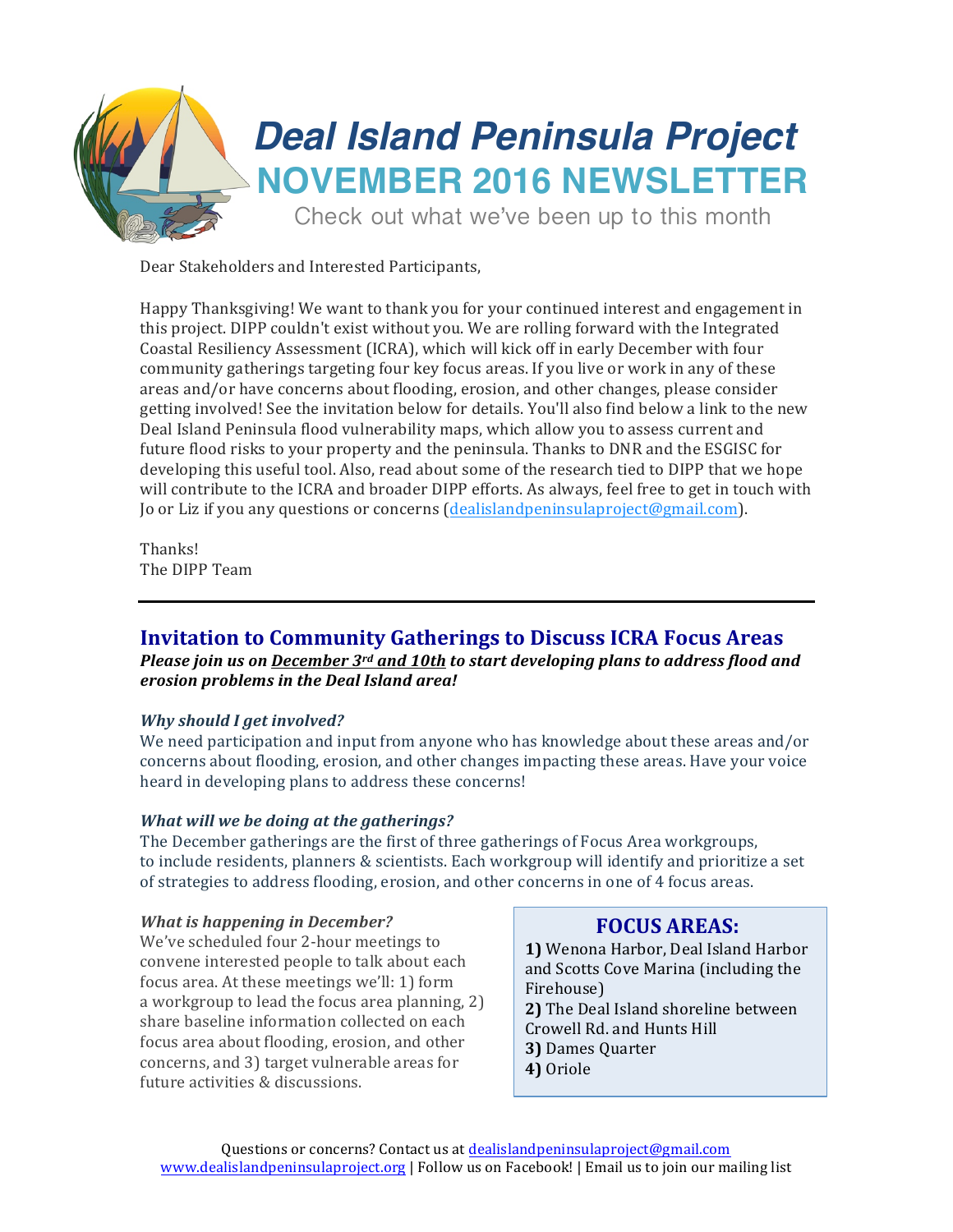# Deal Island Peninsula Project

## NOVEMBER 2016 NEWSLETTER

Check out what we've been up to this month

Dear Stakeholders and Interested Participants,

Happy Thanksgiving! We want to thank you for your continued interest and engagement in this project. DIPP couldn't exist without you. We are rolling forward with the Integrated Coastal Resiliency Assessment (ICRA), which will kick off in early December with four community gatherings targeting four key focus areas. If you live or work in any of these areas and/or have concerns about flooding, erosion, and other changes, please consider getting involved! See the invitation below for details. You'll also find below a link to the new Deal Island Peninsula flood vulnerability maps, which allow you to assess current and future flood risks to your property and the peninsula. Thanks to DNR and the ESGISC for developing this useful tool. Also, read about some of the research tied to DIPP that we hope will contribute to the ICRA and broader DIPP efforts. As always, feel free to get in touch with Jo or Liz if you any questions or concerns (dealislandpeninsulaproject@gmail.com).

Thanks!
The DIPP Team

---

## Invitation to Community Gatherings to Discuss ICRA Focus Areas

***Please join us on December 3rd and 10th to start developing plans to address flood and erosion problems in the Deal Island area!***

***Why should I get involved?***

We need participation and input from anyone who has knowledge about these areas and/or concerns about flooding, erosion, and other changes impacting these areas. Have your voice heard in developing plans to address these concerns!

***What will we be doing at the gatherings?***

The December gatherings are the first of three gatherings of Focus Area workgroups, to include residents, planners & scientists. Each workgroup will identify and prioritize a set of strategies to address flooding, erosion, and other concerns in one of 4 focus areas.

***What is happening in December?***

We've scheduled four 2-hour meetings to convene interested people to talk about each focus area. At these meetings we'll: 1) form a workgroup to lead the focus area planning, 2) share baseline information collected on each focus area about flooding, erosion, and other concerns, and 3) target vulnerable areas for future activities & discussions.

### FOCUS AREAS:

**1)** Wenona Harbor, Deal Island Harbor and Scotts Cove Marina (including the Firehouse)
**2)** The Deal Island shoreline between Crowell Rd. and Hunts Hill
**3)** Dames Quarter
**4)** Oriole

Questions or concerns? Contact us at dealislandpeninsulaproject@gmail.com
www.dealislandpeninsulaproject.org | Follow us on Facebook! | Email us to join our mailing list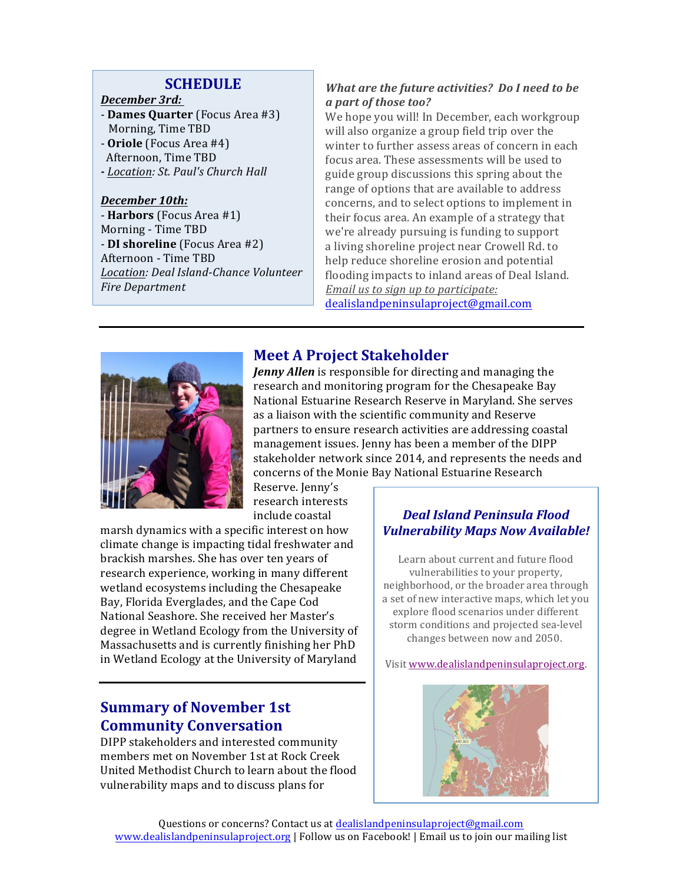## SCHEDULE

***December 3rd:***

- **Dames Quarter** (Focus Area #3) Morning, Time TBD
- **Oriole** (Focus Area #4) Afternoon, Time TBD
- *Location: St. Paul's Church Hall*

***December 10th:***

- **Harbors** (Focus Area #1) Morning - Time TBD
- **DI shoreline** (Focus Area #2) Afternoon - Time TBD

*Location: Deal Island-Chance Volunteer Fire Department*

***What are the future activities? Do I need to be a part of those too?***

We hope you will! In December, each workgroup will also organize a group field trip over the winter to further assess areas of concern in each focus area. These assessments will be used to guide group discussions this spring about the range of options that are available to address concerns, and to select options to implement in their focus area. An example of a strategy that we're already pursuing is funding to support a living shoreline project near Crowell Rd. to help reduce shoreline erosion and potential flooding impacts to inland areas of Deal Island. *Email us to sign up to participate:* dealislandpeninsulaproject@gmail.com

---

## Meet A Project Stakeholder

***Jenny Allen*** is responsible for directing and managing the research and monitoring program for the Chesapeake Bay National Estuarine Research Reserve in Maryland. She serves as a liaison with the scientific community and Reserve partners to ensure research activities are addressing coastal management issues. Jenny has been a member of the DIPP stakeholder network since 2014, and represents the needs and concerns of the Monie Bay National Estuarine Research Reserve. Jenny's research interests include coastal marsh dynamics with a specific interest on how climate change is impacting tidal freshwater and brackish marshes. She has over ten years of research experience, working in many different wetland ecosystems including the Chesapeake Bay, Florida Everglades, and the Cape Cod National Seashore. She received her Master's degree in Wetland Ecology from the University of Massachusetts and is currently finishing her PhD in Wetland Ecology at the University of Maryland

### *Deal Island Peninsula Flood Vulnerability Maps Now Available!*

Learn about current and future flood vulnerabilities to your property, neighborhood, or the broader area through a set of new interactive maps, which let you explore flood scenarios under different storm conditions and projected sea-level changes between now and 2050.

Visit www.dealislandpeninsulaproject.org.

---

## Summary of November 1st Community Conversation

DIPP stakeholders and interested community members met on November 1st at Rock Creek United Methodist Church to learn about the flood vulnerability maps and to discuss plans for

Questions or concerns? Contact us at dealislandpeninsulaproject@gmail.com
www.dealislandpeninsulaproject.org | Follow us on Facebook! | Email us to join our mailing list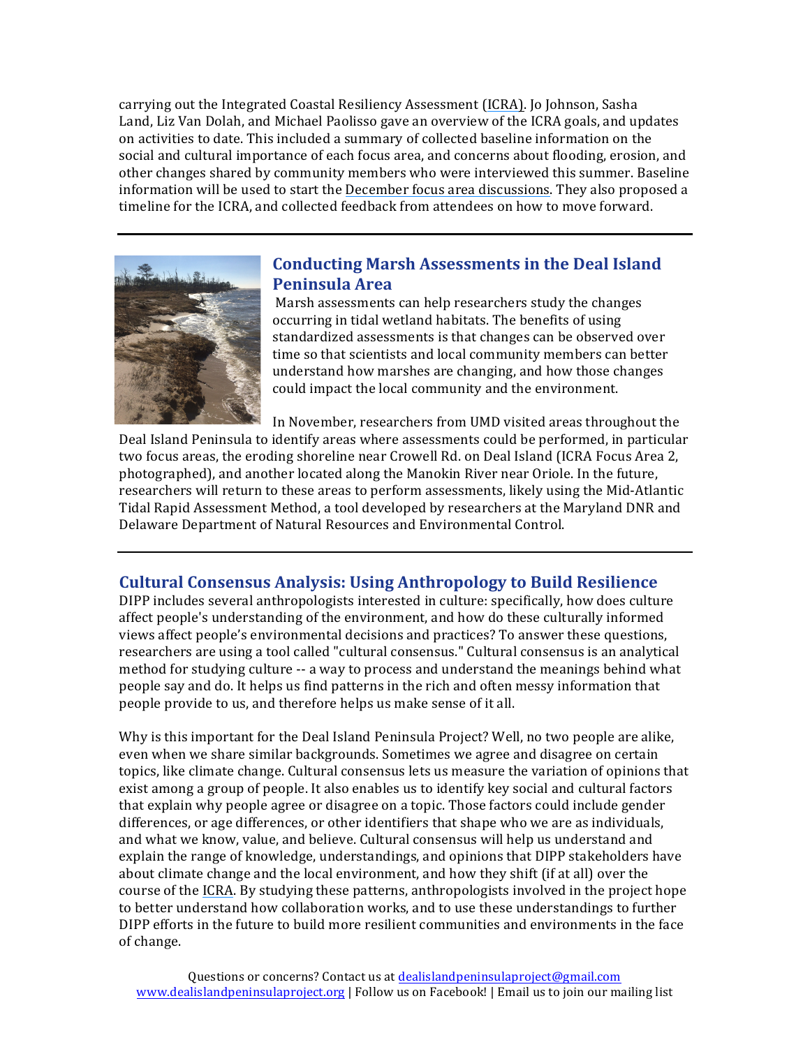carrying out the Integrated Coastal Resiliency Assessment (ICRA). Jo Johnson, Sasha Land, Liz Van Dolah, and Michael Paolisso gave an overview of the ICRA goals, and updates on activities to date. This included a summary of collected baseline information on the social and cultural importance of each focus area, and concerns about flooding, erosion, and other changes shared by community members who were interviewed this summer. Baseline information will be used to start the December focus area discussions. They also proposed a timeline for the ICRA, and collected feedback from attendees on how to move forward.

---

## Conducting Marsh Assessments in the Deal Island Peninsula Area

Marsh assessments can help researchers study the changes occurring in tidal wetland habitats. The benefits of using standardized assessments is that changes can be observed over time so that scientists and local community members can better understand how marshes are changing, and how those changes could impact the local community and the environment.

In November, researchers from UMD visited areas throughout the Deal Island Peninsula to identify areas where assessments could be performed, in particular two focus areas, the eroding shoreline near Crowell Rd. on Deal Island (ICRA Focus Area 2, photographed), and another located along the Manokin River near Oriole. In the future, researchers will return to these areas to perform assessments, likely using the Mid-Atlantic Tidal Rapid Assessment Method, a tool developed by researchers at the Maryland DNR and Delaware Department of Natural Resources and Environmental Control.

---

## Cultural Consensus Analysis: Using Anthropology to Build Resilience

DIPP includes several anthropologists interested in culture: specifically, how does culture affect people's understanding of the environment, and how do these culturally informed views affect people's environmental decisions and practices? To answer these questions, researchers are using a tool called "cultural consensus." Cultural consensus is an analytical method for studying culture -- a way to process and understand the meanings behind what people say and do. It helps us find patterns in the rich and often messy information that people provide to us, and therefore helps us make sense of it all.

Why is this important for the Deal Island Peninsula Project? Well, no two people are alike, even when we share similar backgrounds. Sometimes we agree and disagree on certain topics, like climate change. Cultural consensus lets us measure the variation of opinions that exist among a group of people. It also enables us to identify key social and cultural factors that explain why people agree or disagree on a topic. Those factors could include gender differences, or age differences, or other identifiers that shape who we are as individuals, and what we know, value, and believe. Cultural consensus will help us understand and explain the range of knowledge, understandings, and opinions that DIPP stakeholders have about climate change and the local environment, and how they shift (if at all) over the course of the ICRA. By studying these patterns, anthropologists involved in the project hope to better understand how collaboration works, and to use these understandings to further DIPP efforts in the future to build more resilient communities and environments in the face of change.

Questions or concerns? Contact us at dealislandpeninsulaproject@gmail.com
www.dealislandpeninsulaproject.org | Follow us on Facebook! | Email us to join our mailing list